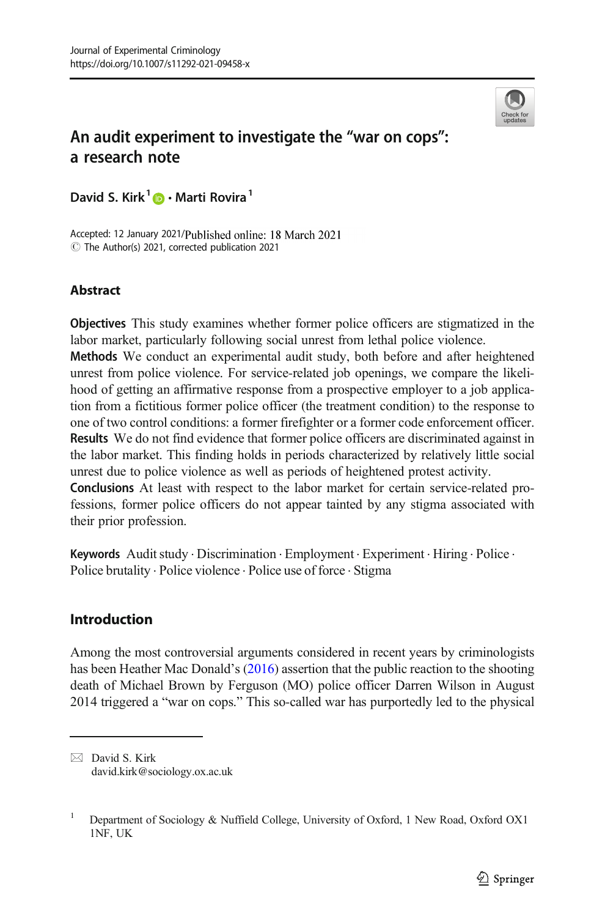# An audit experiment to investigate the "war on cops": a research note

**David S. Kirk**[1] **· Marti Rovira**[1]

Accepted: 12 January 2021/Published online: 18 March 2021
© The Author(s) 2021, corrected publication 2021

## Abstract

**Objectives** This study examines whether former police officers are stigmatized in the labor market, particularly following social unrest from lethal police violence.
**Methods** We conduct an experimental audit study, both before and after heightened unrest from police violence. For service-related job openings, we compare the likelihood of getting an affirmative response from a prospective employer to a job application from a fictitious former police officer (the treatment condition) to the response to one of two control conditions: a former firefighter or a former code enforcement officer.
**Results** We do not find evidence that former police officers are discriminated against in the labor market. This finding holds in periods characterized by relatively little social unrest due to police violence as well as periods of heightened protest activity.
**Conclusions** At least with respect to the labor market for certain service-related professions, former police officers do not appear tainted by any stigma associated with their prior profession.

**Keywords** Audit study · Discrimination · Employment · Experiment · Hiring · Police · Police brutality · Police violence · Police use of force · Stigma

## Introduction

Among the most controversial arguments considered in recent years by criminologists has been Heather Mac Donald's (2016) assertion that the public reaction to the shooting death of Michael Brown by Ferguson (MO) police officer Darren Wilson in August 2014 triggered a "war on cops." This so-called war has purportedly led to the physical

---

✉ David S. Kirk
david.kirk@sociology.ox.ac.uk

[1] Department of Sociology & Nuffield College, University of Oxford, 1 New Road, Oxford OX1 1NF, UK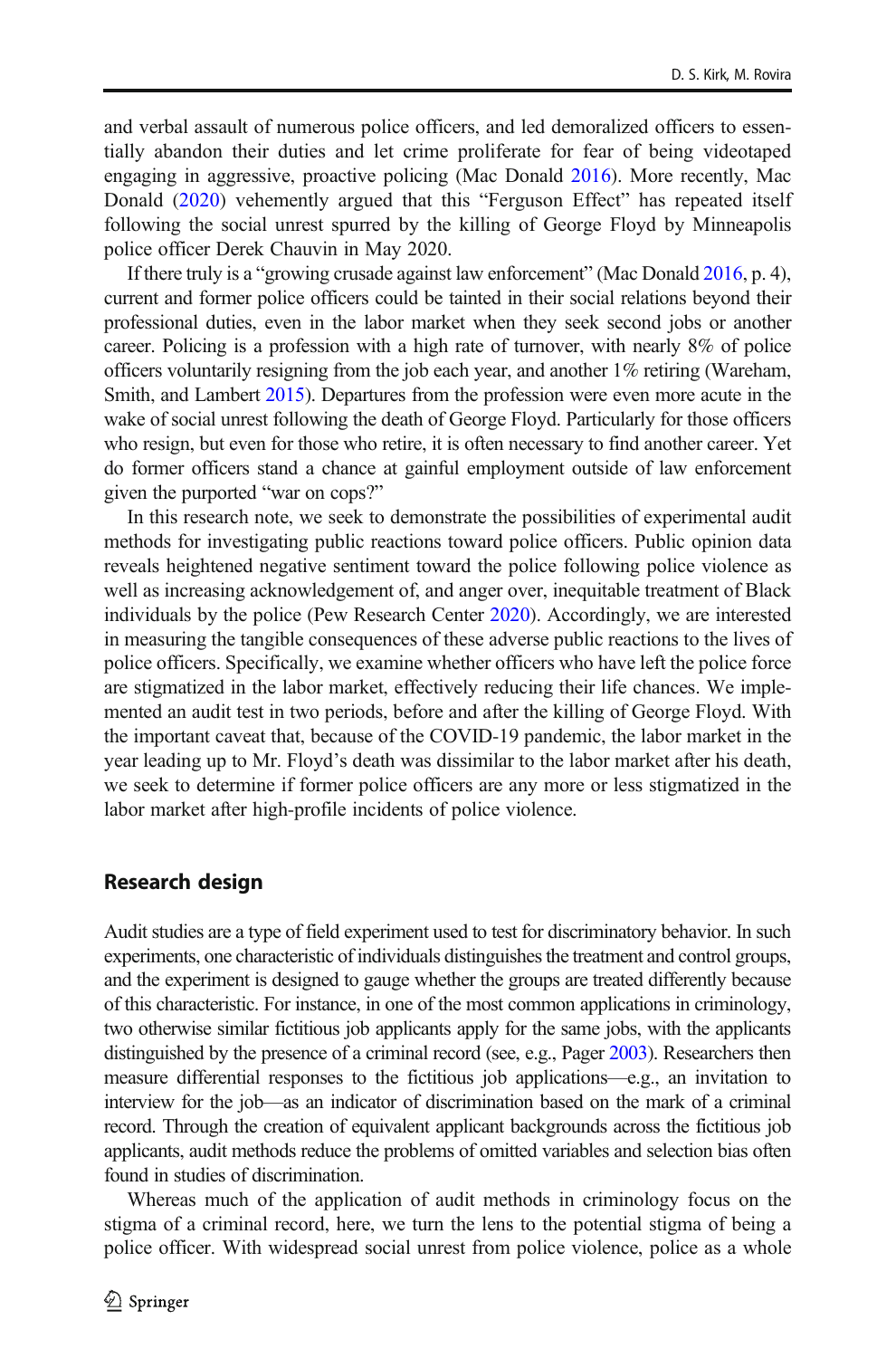and verbal assault of numerous police officers, and led demoralized officers to essentially abandon their duties and let crime proliferate for fear of being videotaped engaging in aggressive, proactive policing (Mac Donald 2016). More recently, Mac Donald (2020) vehemently argued that this "Ferguson Effect" has repeated itself following the social unrest spurred by the killing of George Floyd by Minneapolis police officer Derek Chauvin in May 2020.

If there truly is a "growing crusade against law enforcement" (Mac Donald 2016, p. 4), current and former police officers could be tainted in their social relations beyond their professional duties, even in the labor market when they seek second jobs or another career. Policing is a profession with a high rate of turnover, with nearly 8% of police officers voluntarily resigning from the job each year, and another 1% retiring (Wareham, Smith, and Lambert 2015). Departures from the profession were even more acute in the wake of social unrest following the death of George Floyd. Particularly for those officers who resign, but even for those who retire, it is often necessary to find another career. Yet do former officers stand a chance at gainful employment outside of law enforcement given the purported "war on cops?"

In this research note, we seek to demonstrate the possibilities of experimental audit methods for investigating public reactions toward police officers. Public opinion data reveals heightened negative sentiment toward the police following police violence as well as increasing acknowledgement of, and anger over, inequitable treatment of Black individuals by the police (Pew Research Center 2020). Accordingly, we are interested in measuring the tangible consequences of these adverse public reactions to the lives of police officers. Specifically, we examine whether officers who have left the police force are stigmatized in the labor market, effectively reducing their life chances. We implemented an audit test in two periods, before and after the killing of George Floyd. With the important caveat that, because of the COVID-19 pandemic, the labor market in the year leading up to Mr. Floyd's death was dissimilar to the labor market after his death, we seek to determine if former police officers are any more or less stigmatized in the labor market after high-profile incidents of police violence.

## Research design

Audit studies are a type of field experiment used to test for discriminatory behavior. In such experiments, one characteristic of individuals distinguishes the treatment and control groups, and the experiment is designed to gauge whether the groups are treated differently because of this characteristic. For instance, in one of the most common applications in criminology, two otherwise similar fictitious job applicants apply for the same jobs, with the applicants distinguished by the presence of a criminal record (see, e.g., Pager 2003). Researchers then measure differential responses to the fictitious job applications—e.g., an invitation to interview for the job—as an indicator of discrimination based on the mark of a criminal record. Through the creation of equivalent applicant backgrounds across the fictitious job applicants, audit methods reduce the problems of omitted variables and selection bias often found in studies of discrimination.

Whereas much of the application of audit methods in criminology focus on the stigma of a criminal record, here, we turn the lens to the potential stigma of being a police officer. With widespread social unrest from police violence, police as a whole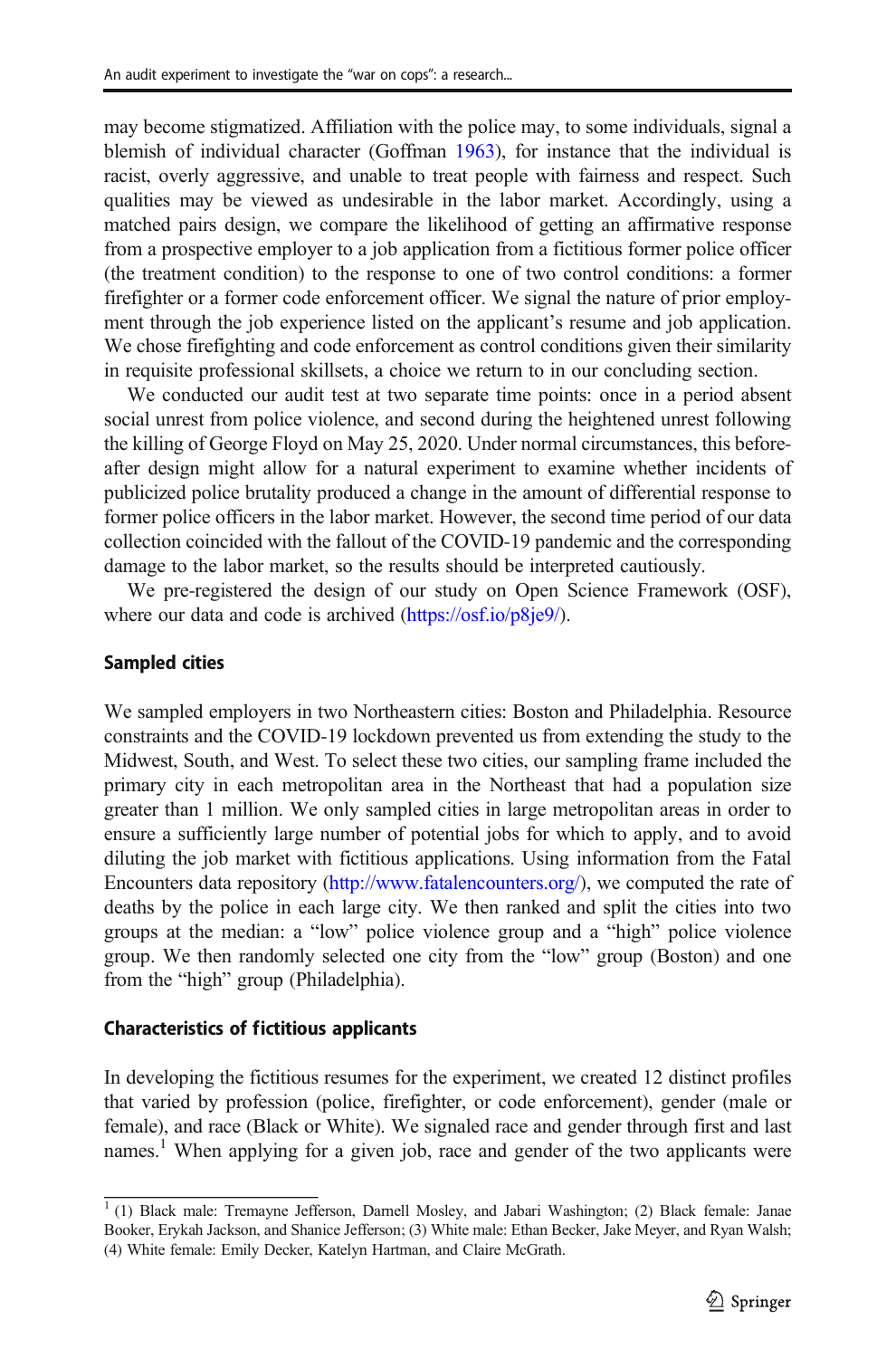may become stigmatized. Affiliation with the police may, to some individuals, signal a blemish of individual character (Goffman 1963), for instance that the individual is racist, overly aggressive, and unable to treat people with fairness and respect. Such qualities may be viewed as undesirable in the labor market. Accordingly, using a matched pairs design, we compare the likelihood of getting an affirmative response from a prospective employer to a job application from a fictitious former police officer (the treatment condition) to the response to one of two control conditions: a former firefighter or a former code enforcement officer. We signal the nature of prior employment through the job experience listed on the applicant's resume and job application. We chose firefighting and code enforcement as control conditions given their similarity in requisite professional skillsets, a choice we return to in our concluding section.

We conducted our audit test at two separate time points: once in a period absent social unrest from police violence, and second during the heightened unrest following the killing of George Floyd on May 25, 2020. Under normal circumstances, this before-after design might allow for a natural experiment to examine whether incidents of publicized police brutality produced a change in the amount of differential response to former police officers in the labor market. However, the second time period of our data collection coincided with the fallout of the COVID-19 pandemic and the corresponding damage to the labor market, so the results should be interpreted cautiously.

We pre-registered the design of our study on Open Science Framework (OSF), where our data and code is archived (https://osf.io/p8je9/).

### Sampled cities

We sampled employers in two Northeastern cities: Boston and Philadelphia. Resource constraints and the COVID-19 lockdown prevented us from extending the study to the Midwest, South, and West. To select these two cities, our sampling frame included the primary city in each metropolitan area in the Northeast that had a population size greater than 1 million. We only sampled cities in large metropolitan areas in order to ensure a sufficiently large number of potential jobs for which to apply, and to avoid diluting the job market with fictitious applications. Using information from the Fatal Encounters data repository (http://www.fatalencounters.org/), we computed the rate of deaths by the police in each large city. We then ranked and split the cities into two groups at the median: a "low" police violence group and a "high" police violence group. We then randomly selected one city from the "low" group (Boston) and one from the "high" group (Philadelphia).

### Characteristics of fictitious applicants

In developing the fictitious resumes for the experiment, we created 12 distinct profiles that varied by profession (police, firefighter, or code enforcement), gender (male or female), and race (Black or White). We signaled race and gender through first and last names.[1] When applying for a given job, race and gender of the two applicants were

[1] (1) Black male: Tremayne Jefferson, Darnell Mosley, and Jabari Washington; (2) Black female: Janae Booker, Erykah Jackson, and Shanice Jefferson; (3) White male: Ethan Becker, Jake Meyer, and Ryan Walsh; (4) White female: Emily Decker, Katelyn Hartman, and Claire McGrath.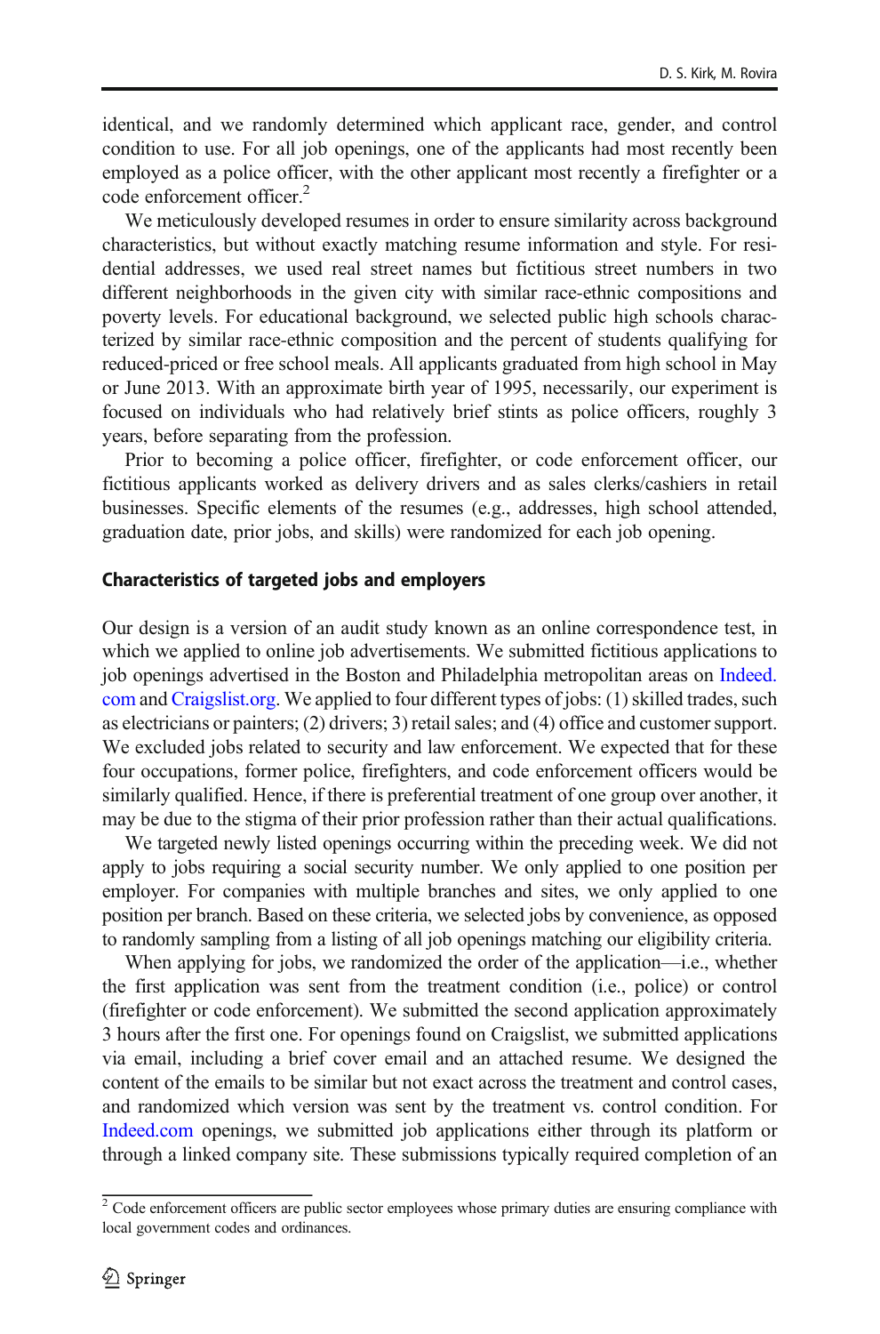identical, and we randomly determined which applicant race, gender, and control condition to use. For all job openings, one of the applicants had most recently been employed as a police officer, with the other applicant most recently a firefighter or a code enforcement officer.[2]

We meticulously developed resumes in order to ensure similarity across background characteristics, but without exactly matching resume information and style. For residential addresses, we used real street names but fictitious street numbers in two different neighborhoods in the given city with similar race-ethnic compositions and poverty levels. For educational background, we selected public high schools characterized by similar race-ethnic composition and the percent of students qualifying for reduced-priced or free school meals. All applicants graduated from high school in May or June 2013. With an approximate birth year of 1995, necessarily, our experiment is focused on individuals who had relatively brief stints as police officers, roughly 3 years, before separating from the profession.

Prior to becoming a police officer, firefighter, or code enforcement officer, our fictitious applicants worked as delivery drivers and as sales clerks/cashiers in retail businesses. Specific elements of the resumes (e.g., addresses, high school attended, graduation date, prior jobs, and skills) were randomized for each job opening.

### Characteristics of targeted jobs and employers

Our design is a version of an audit study known as an online correspondence test, in which we applied to online job advertisements. We submitted fictitious applications to job openings advertised in the Boston and Philadelphia metropolitan areas on Indeed.com and Craigslist.org. We applied to four different types of jobs: (1) skilled trades, such as electricians or painters; (2) drivers; 3) retail sales; and (4) office and customer support. We excluded jobs related to security and law enforcement. We expected that for these four occupations, former police, firefighters, and code enforcement officers would be similarly qualified. Hence, if there is preferential treatment of one group over another, it may be due to the stigma of their prior profession rather than their actual qualifications.

We targeted newly listed openings occurring within the preceding week. We did not apply to jobs requiring a social security number. We only applied to one position per employer. For companies with multiple branches and sites, we only applied to one position per branch. Based on these criteria, we selected jobs by convenience, as opposed to randomly sampling from a listing of all job openings matching our eligibility criteria.

When applying for jobs, we randomized the order of the application—i.e., whether the first application was sent from the treatment condition (i.e., police) or control (firefighter or code enforcement). We submitted the second application approximately 3 hours after the first one. For openings found on Craigslist, we submitted applications via email, including a brief cover email and an attached resume. We designed the content of the emails to be similar but not exact across the treatment and control cases, and randomized which version was sent by the treatment vs. control condition. For Indeed.com openings, we submitted job applications either through its platform or through a linked company site. These submissions typically required completion of an

[2] Code enforcement officers are public sector employees whose primary duties are ensuring compliance with local government codes and ordinances.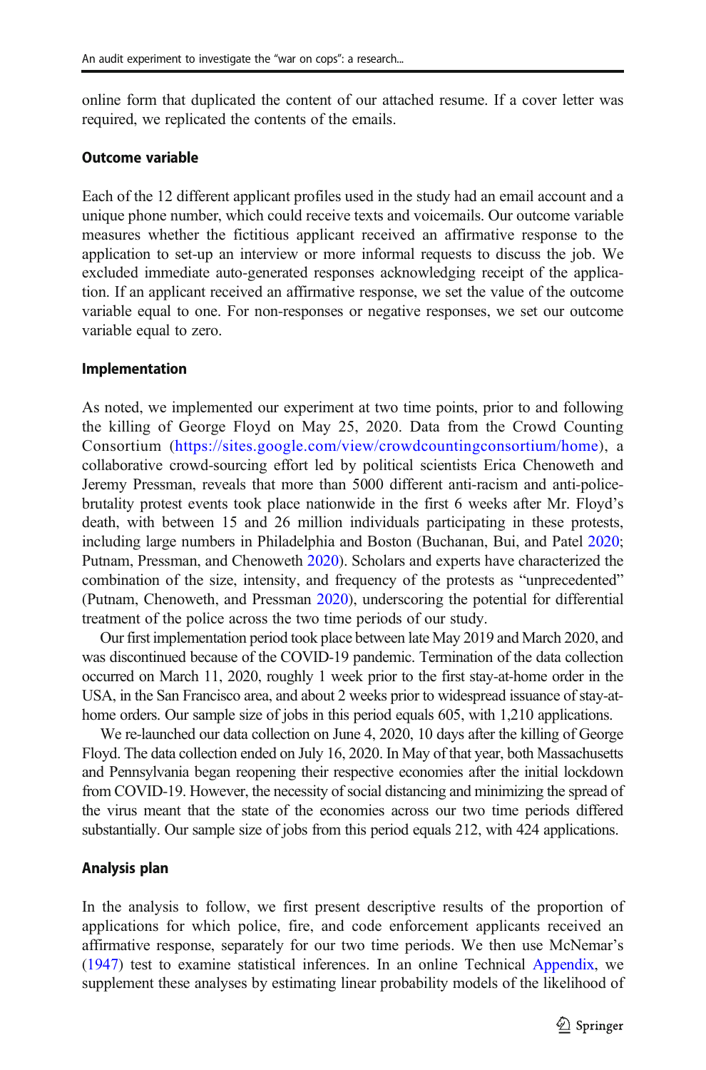online form that duplicated the content of our attached resume. If a cover letter was required, we replicated the contents of the emails.

### Outcome variable

Each of the 12 different applicant profiles used in the study had an email account and a unique phone number, which could receive texts and voicemails. Our outcome variable measures whether the fictitious applicant received an affirmative response to the application to set-up an interview or more informal requests to discuss the job. We excluded immediate auto-generated responses acknowledging receipt of the application. If an applicant received an affirmative response, we set the value of the outcome variable equal to one. For non-responses or negative responses, we set our outcome variable equal to zero.

### Implementation

As noted, we implemented our experiment at two time points, prior to and following the killing of George Floyd on May 25, 2020. Data from the Crowd Counting Consortium (https://sites.google.com/view/crowdcountingconsortium/home), a collaborative crowd-sourcing effort led by political scientists Erica Chenoweth and Jeremy Pressman, reveals that more than 5000 different anti-racism and anti-police-brutality protest events took place nationwide in the first 6 weeks after Mr. Floyd's death, with between 15 and 26 million individuals participating in these protests, including large numbers in Philadelphia and Boston (Buchanan, Bui, and Patel 2020; Putnam, Pressman, and Chenoweth 2020). Scholars and experts have characterized the combination of the size, intensity, and frequency of the protests as "unprecedented" (Putnam, Chenoweth, and Pressman 2020), underscoring the potential for differential treatment of the police across the two time periods of our study.

Our first implementation period took place between late May 2019 and March 2020, and was discontinued because of the COVID-19 pandemic. Termination of the data collection occurred on March 11, 2020, roughly 1 week prior to the first stay-at-home order in the USA, in the San Francisco area, and about 2 weeks prior to widespread issuance of stay-at-home orders. Our sample size of jobs in this period equals 605, with 1,210 applications.

We re-launched our data collection on June 4, 2020, 10 days after the killing of George Floyd. The data collection ended on July 16, 2020. In May of that year, both Massachusetts and Pennsylvania began reopening their respective economies after the initial lockdown from COVID-19. However, the necessity of social distancing and minimizing the spread of the virus meant that the state of the economies across our two time periods differed substantially. Our sample size of jobs from this period equals 212, with 424 applications.

### Analysis plan

In the analysis to follow, we first present descriptive results of the proportion of applications for which police, fire, and code enforcement applicants received an affirmative response, separately for our two time periods. We then use McNemar's (1947) test to examine statistical inferences. In an online Technical Appendix, we supplement these analyses by estimating linear probability models of the likelihood of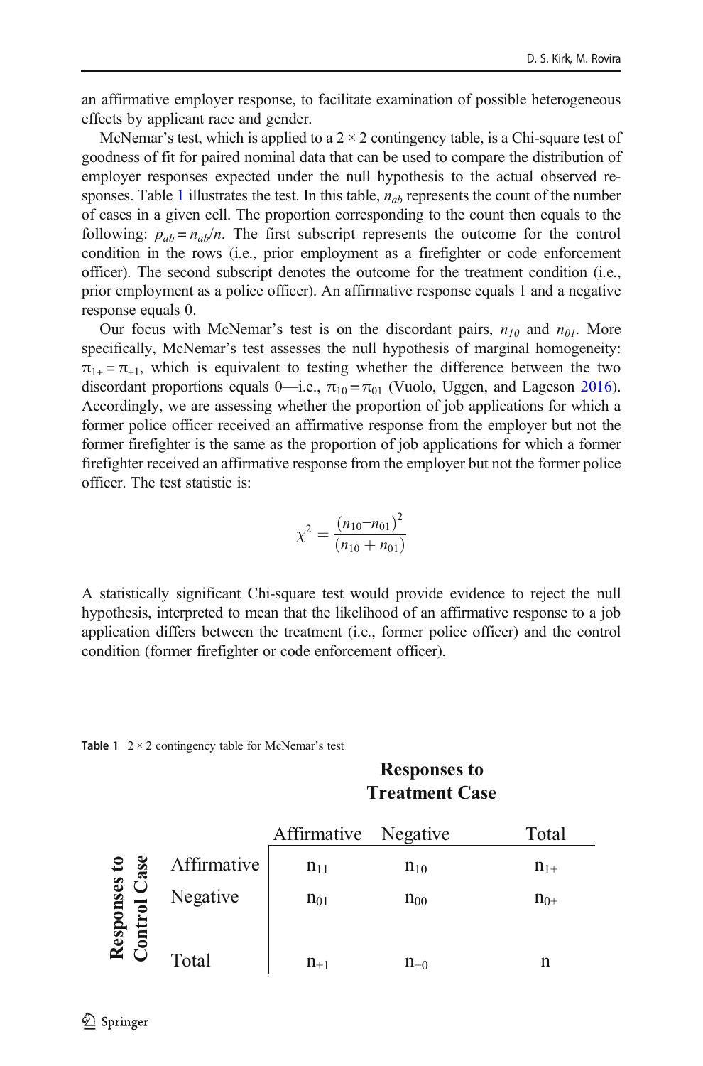an affirmative employer response, to facilitate examination of possible heterogeneous effects by applicant race and gender.

McNemar's test, which is applied to a 2 × 2 contingency table, is a Chi-square test of goodness of fit for paired nominal data that can be used to compare the distribution of employer responses expected under the null hypothesis to the actual observed responses. Table 1 illustrates the test. In this table, $n_{ab}$ represents the count of the number of cases in a given cell. The proportion corresponding to the count then equals to the following: $p_{ab} = n_{ab}/n$. The first subscript represents the outcome for the control condition in the rows (i.e., prior employment as a firefighter or code enforcement officer). The second subscript denotes the outcome for the treatment condition (i.e., prior employment as a police officer). An affirmative response equals 1 and a negative response equals 0.

Our focus with McNemar's test is on the discordant pairs, $n_{10}$ and $n_{01}$. More specifically, McNemar's test assesses the null hypothesis of marginal homogeneity: $\pi_{1+} = \pi_{+1}$, which is equivalent to testing whether the difference between the two discordant proportions equals 0—i.e., $\pi_{10} = \pi_{01}$ (Vuolo, Uggen, and Lageson 2016). Accordingly, we are assessing whether the proportion of job applications for which a former police officer received an affirmative response from the employer but not the former firefighter is the same as the proportion of job applications for which a former firefighter received an affirmative response from the employer but not the former police officer. The test statistic is:

$$\chi^2 = \frac{(n_{10} - n_{01})^2}{(n_{10} + n_{01})}$$

A statistically significant Chi-square test would provide evidence to reject the null hypothesis, interpreted to mean that the likelihood of an affirmative response to a job application differs between the treatment (i.e., former police officer) and the control condition (former firefighter or code enforcement officer).

**Table 1** 2 × 2 contingency table for McNemar's test

| | | **Responses to Treatment Case** | | |
|---|---|---|---|---|
| | | Affirmative | Negative | Total |
| **Responses to Control Case** | Affirmative | $n_{11}$ | $n_{10}$ | $n_{1+}$ |
| | Negative | $n_{01}$ | $n_{00}$ | $n_{0+}$ |
| | Total | $n_{+1}$ | $n_{+0}$ | $n$ |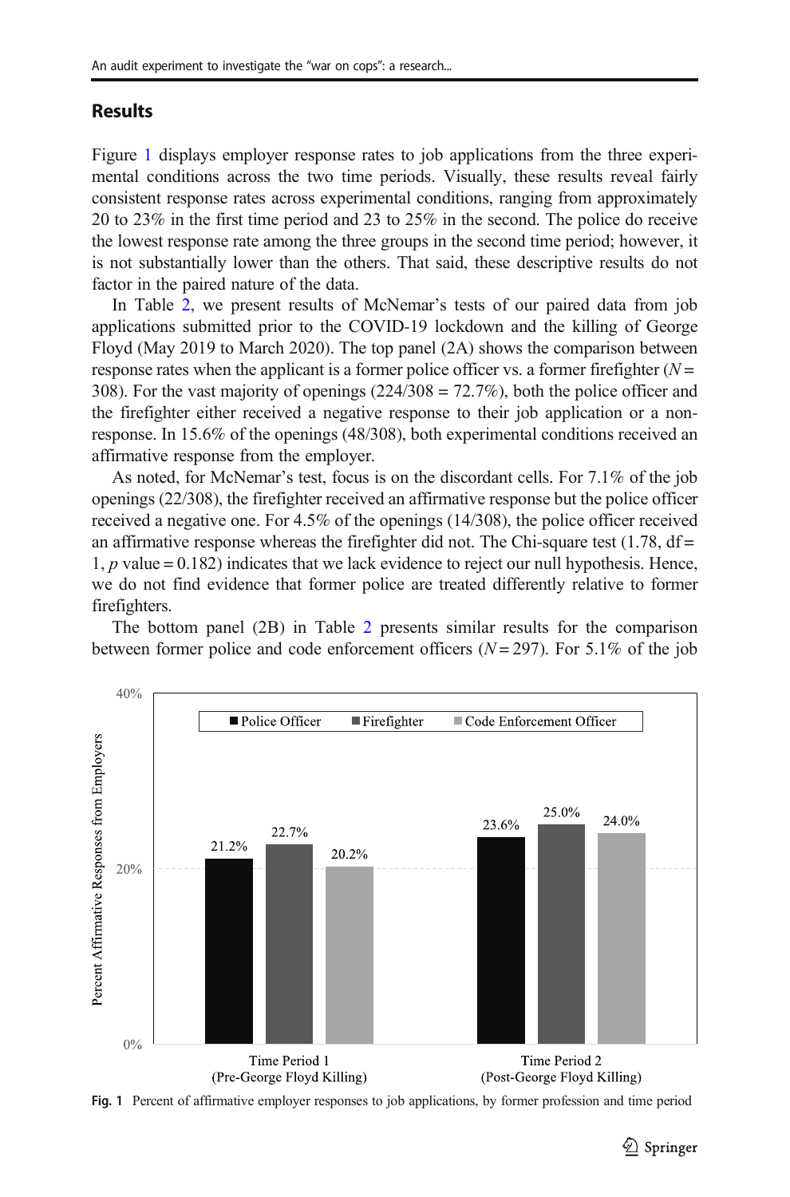## Results

Figure 1 displays employer response rates to job applications from the three experimental conditions across the two time periods. Visually, these results reveal fairly consistent response rates across experimental conditions, ranging from approximately 20 to 23% in the first time period and 23 to 25% in the second. The police do receive the lowest response rate among the three groups in the second time period; however, it is not substantially lower than the others. That said, these descriptive results do not factor in the paired nature of the data.

In Table 2, we present results of McNemar's tests of our paired data from job applications submitted prior to the COVID-19 lockdown and the killing of George Floyd (May 2019 to March 2020). The top panel (2A) shows the comparison between response rates when the applicant is a former police officer vs. a former firefighter ($N = 308$). For the vast majority of openings (224/308 = 72.7%), both the police officer and the firefighter either received a negative response to their job application or a non-response. In 15.6% of the openings (48/308), both experimental conditions received an affirmative response from the employer.

As noted, for McNemar's test, focus is on the discordant cells. For 7.1% of the job openings (22/308), the firefighter received an affirmative response but the police officer received a negative one. For 4.5% of the openings (14/308), the police officer received an affirmative response whereas the firefighter did not. The Chi-square test (1.78, df = 1, $p$ value = 0.182) indicates that we lack evidence to reject our null hypothesis. Hence, we do not find evidence that former police are treated differently relative to former firefighters.

The bottom panel (2B) in Table 2 presents similar results for the comparison between former police and code enforcement officers ($N = 297$). For 5.1% of the job

**Fig. 1** Percent of affirmative employer responses to job applications, by former profession and time period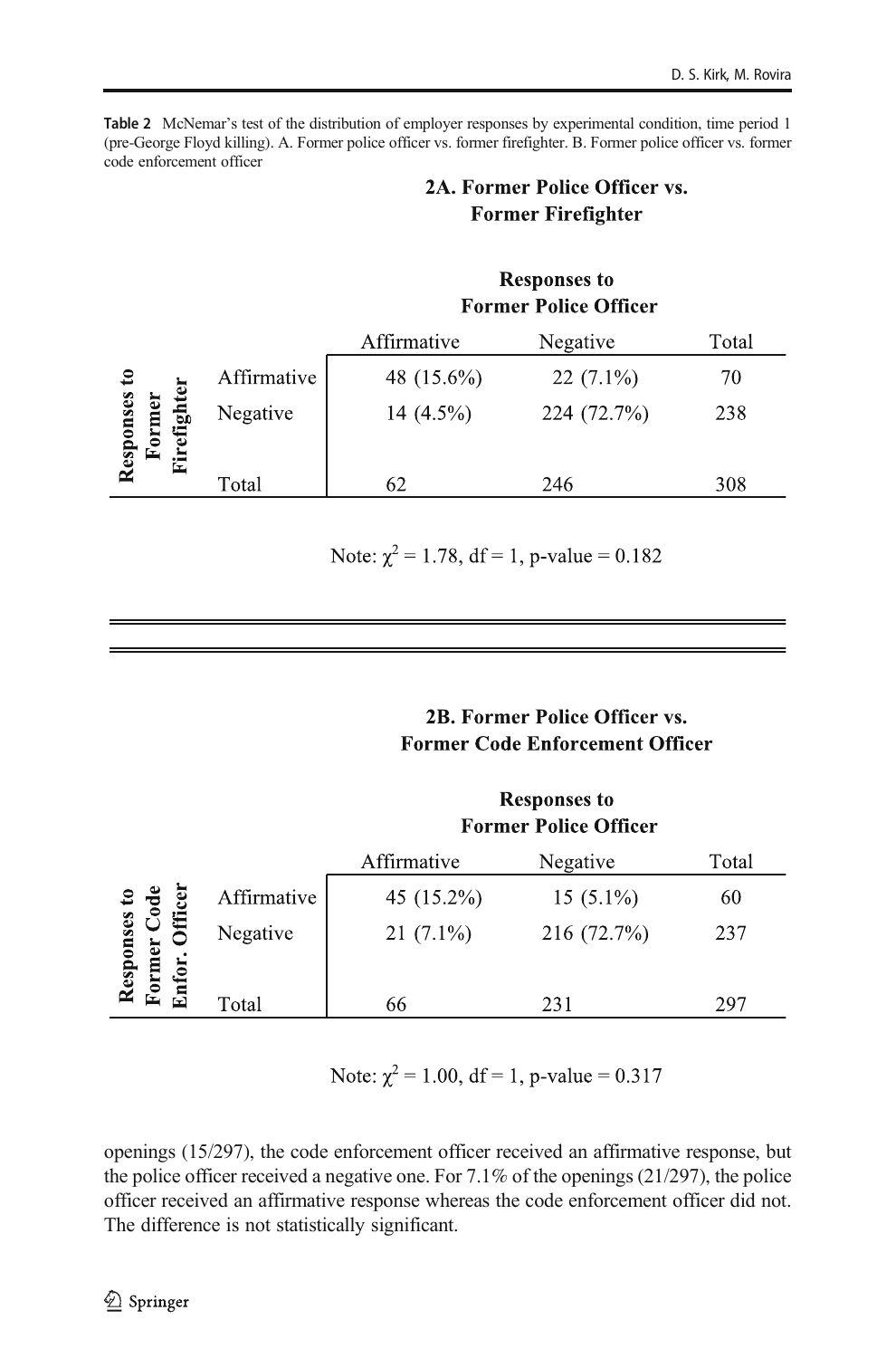**Table 2** McNemar's test of the distribution of employer responses by experimental condition, time period 1 (pre-George Floyd killing). A. Former police officer vs. former firefighter. B. Former police officer vs. former code enforcement officer

**2A. Former Police Officer vs. Former Firefighter**

| | | Responses to Former Police Officer | | |
|---|---|---|---|---|
| | | Affirmative | Negative | Total |
| Responses to Former Firefighter | Affirmative | 48 (15.6%) | 22 (7.1%) | 70 |
| | Negative | 14 (4.5%) | 224 (72.7%) | 238 |
| | Total | 62 | 246 | 308 |

Note: $\chi^2 = 1.78$, df = 1, p-value = 0.182

**2B. Former Police Officer vs. Former Code Enforcement Officer**

| | | Responses to Former Police Officer | | |
|---|---|---|---|---|
| | | Affirmative | Negative | Total |
| Responses to Former Code Enfor. Officer | Affirmative | 45 (15.2%) | 15 (5.1%) | 60 |
| | Negative | 21 (7.1%) | 216 (72.7%) | 237 |
| | Total | 66 | 231 | 297 |

Note: $\chi^2 = 1.00$, df = 1, p-value = 0.317

openings (15/297), the code enforcement officer received an affirmative response, but the police officer received a negative one. For 7.1% of the openings (21/297), the police officer received an affirmative response whereas the code enforcement officer did not. The difference is not statistically significant.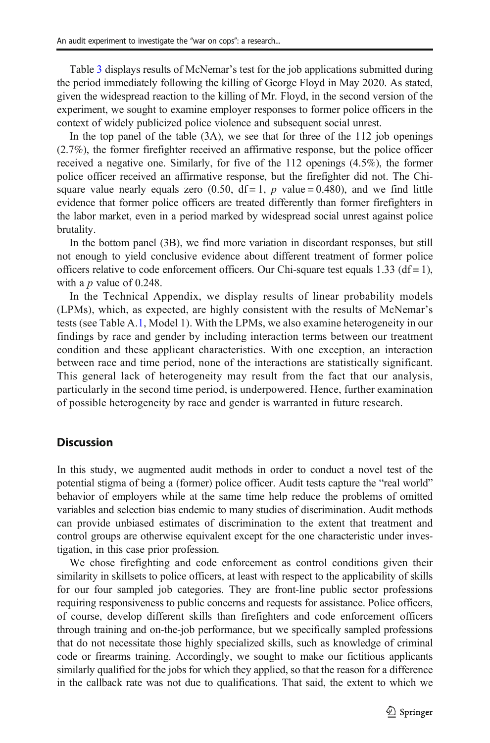Table 3 displays results of McNemar's test for the job applications submitted during the period immediately following the killing of George Floyd in May 2020. As stated, given the widespread reaction to the killing of Mr. Floyd, in the second version of the experiment, we sought to examine employer responses to former police officers in the context of widely publicized police violence and subsequent social unrest.

In the top panel of the table (3A), we see that for three of the 112 job openings (2.7%), the former firefighter received an affirmative response, but the police officer received a negative one. Similarly, for five of the 112 openings (4.5%), the former police officer received an affirmative response, but the firefighter did not. The Chi-square value nearly equals zero (0.50, df = 1, $p$ value = 0.480), and we find little evidence that former police officers are treated differently than former firefighters in the labor market, even in a period marked by widespread social unrest against police brutality.

In the bottom panel (3B), we find more variation in discordant responses, but still not enough to yield conclusive evidence about different treatment of former police officers relative to code enforcement officers. Our Chi-square test equals 1.33 (df = 1), with a $p$ value of 0.248.

In the Technical Appendix, we display results of linear probability models (LPMs), which, as expected, are highly consistent with the results of McNemar's tests (see Table A.1, Model 1). With the LPMs, we also examine heterogeneity in our findings by race and gender by including interaction terms between our treatment condition and these applicant characteristics. With one exception, an interaction between race and time period, none of the interactions are statistically significant. This general lack of heterogeneity may result from the fact that our analysis, particularly in the second time period, is underpowered. Hence, further examination of possible heterogeneity by race and gender is warranted in future research.

## Discussion

In this study, we augmented audit methods in order to conduct a novel test of the potential stigma of being a (former) police officer. Audit tests capture the "real world" behavior of employers while at the same time help reduce the problems of omitted variables and selection bias endemic to many studies of discrimination. Audit methods can provide unbiased estimates of discrimination to the extent that treatment and control groups are otherwise equivalent except for the one characteristic under investigation, in this case prior profession.

We chose firefighting and code enforcement as control conditions given their similarity in skillsets to police officers, at least with respect to the applicability of skills for our four sampled job categories. They are front-line public sector professions requiring responsiveness to public concerns and requests for assistance. Police officers, of course, develop different skills than firefighters and code enforcement officers through training and on-the-job performance, but we specifically sampled professions that do not necessitate those highly specialized skills, such as knowledge of criminal code or firearms training. Accordingly, we sought to make our fictitious applicants similarly qualified for the jobs for which they applied, so that the reason for a difference in the callback rate was not due to qualifications. That said, the extent to which we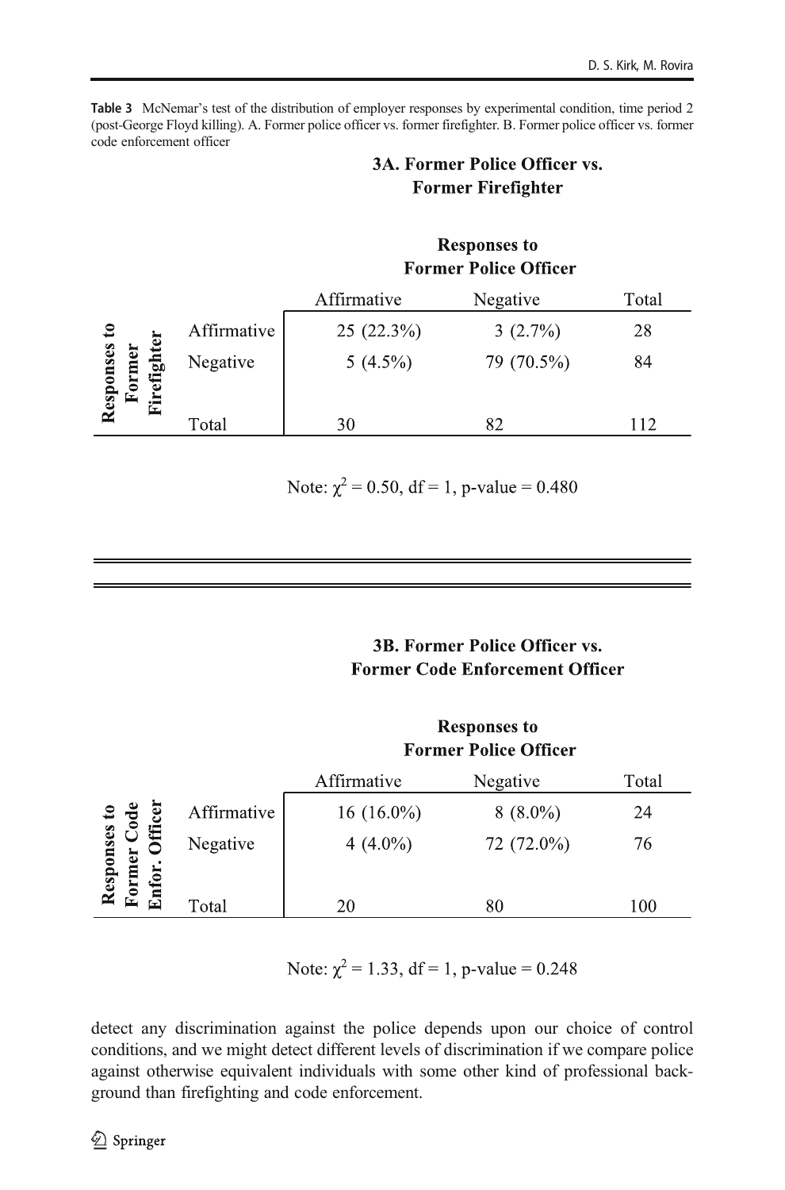**Table 3** McNemar's test of the distribution of employer responses by experimental condition, time period 2 (post-George Floyd killing). A. Former police officer vs. former firefighter. B. Former police officer vs. former code enforcement officer

**3A. Former Police Officer vs. Former Firefighter**

| | | Responses to Former Police Officer | | |
|---|---|---|---|---|
| | | Affirmative | Negative | Total |
| Responses to Former Firefighter | Affirmative | 25 (22.3%) | 3 (2.7%) | 28 |
| | Negative | 5 (4.5%) | 79 (70.5%) | 84 |
| | Total | 30 | 82 | 112 |

Note: $\chi^2 = 0.50$, df = 1, p-value = 0.480

**3B. Former Police Officer vs. Former Code Enforcement Officer**

| | | Responses to Former Police Officer | | |
|---|---|---|---|---|
| | | Affirmative | Negative | Total |
| Responses to Former Code Enfor. Officer | Affirmative | 16 (16.0%) | 8 (8.0%) | 24 |
| | Negative | 4 (4.0%) | 72 (72.0%) | 76 |
| | Total | 20 | 80 | 100 |

Note: $\chi^2 = 1.33$, df = 1, p-value = 0.248

detect any discrimination against the police depends upon our choice of control conditions, and we might detect different levels of discrimination if we compare police against otherwise equivalent individuals with some other kind of professional background than firefighting and code enforcement.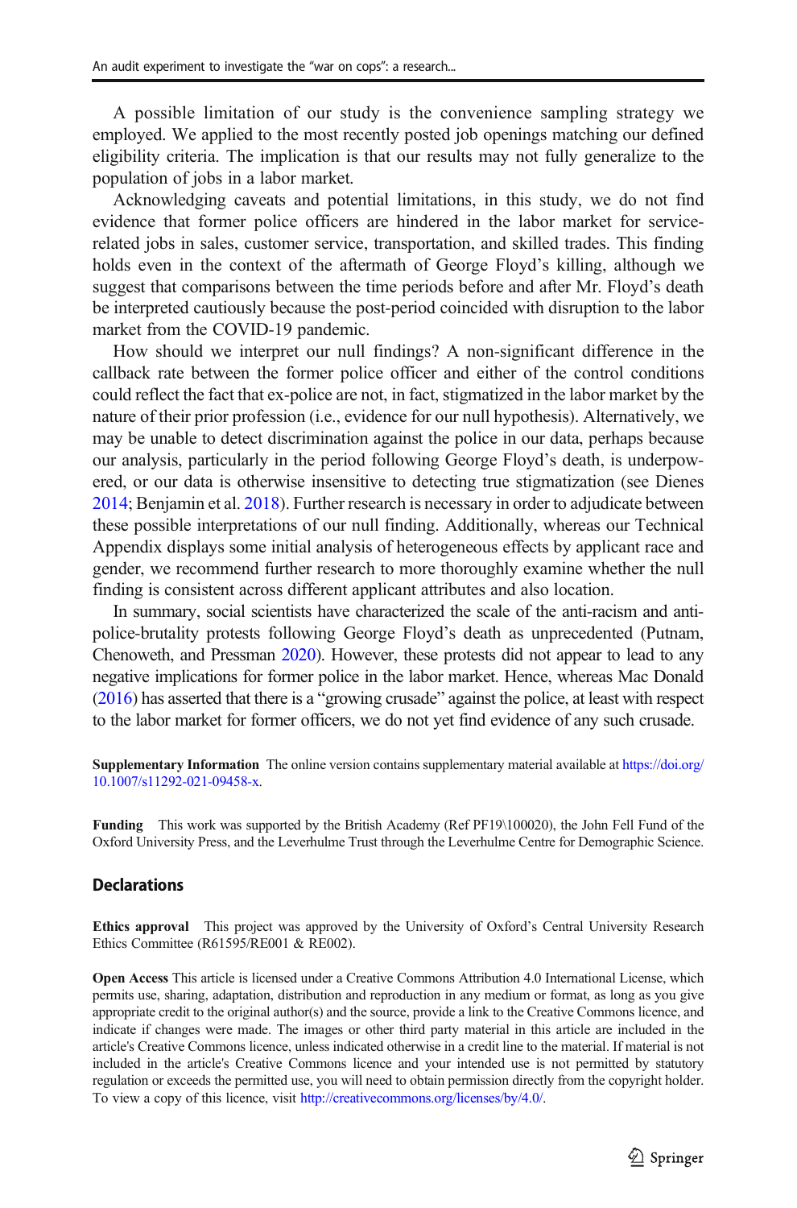A possible limitation of our study is the convenience sampling strategy we employed. We applied to the most recently posted job openings matching our defined eligibility criteria. The implication is that our results may not fully generalize to the population of jobs in a labor market.

Acknowledging caveats and potential limitations, in this study, we do not find evidence that former police officers are hindered in the labor market for service-related jobs in sales, customer service, transportation, and skilled trades. This finding holds even in the context of the aftermath of George Floyd's killing, although we suggest that comparisons between the time periods before and after Mr. Floyd's death be interpreted cautiously because the post-period coincided with disruption to the labor market from the COVID-19 pandemic.

How should we interpret our null findings? A non-significant difference in the callback rate between the former police officer and either of the control conditions could reflect the fact that ex-police are not, in fact, stigmatized in the labor market by the nature of their prior profession (i.e., evidence for our null hypothesis). Alternatively, we may be unable to detect discrimination against the police in our data, perhaps because our analysis, particularly in the period following George Floyd's death, is underpowered, or our data is otherwise insensitive to detecting true stigmatization (see Dienes 2014; Benjamin et al. 2018). Further research is necessary in order to adjudicate between these possible interpretations of our null finding. Additionally, whereas our Technical Appendix displays some initial analysis of heterogeneous effects by applicant race and gender, we recommend further research to more thoroughly examine whether the null finding is consistent across different applicant attributes and also location.

In summary, social scientists have characterized the scale of the anti-racism and anti-police-brutality protests following George Floyd's death as unprecedented (Putnam, Chenoweth, and Pressman 2020). However, these protests did not appear to lead to any negative implications for former police in the labor market. Hence, whereas Mac Donald (2016) has asserted that there is a "growing crusade" against the police, at least with respect to the labor market for former officers, we do not yet find evidence of any such crusade.

**Supplementary Information** The online version contains supplementary material available at https://doi.org/10.1007/s11292-021-09458-x.

**Funding** This work was supported by the British Academy (Ref PF19\100020), the John Fell Fund of the Oxford University Press, and the Leverhulme Trust through the Leverhulme Centre for Demographic Science.

## Declarations

**Ethics approval** This project was approved by the University of Oxford's Central University Research Ethics Committee (R61595/RE001 & RE002).

**Open Access** This article is licensed under a Creative Commons Attribution 4.0 International License, which permits use, sharing, adaptation, distribution and reproduction in any medium or format, as long as you give appropriate credit to the original author(s) and the source, provide a link to the Creative Commons licence, and indicate if changes were made. The images or other third party material in this article are included in the article's Creative Commons licence, unless indicated otherwise in a credit line to the material. If material is not included in the article's Creative Commons licence and your intended use is not permitted by statutory regulation or exceeds the permitted use, you will need to obtain permission directly from the copyright holder. To view a copy of this licence, visit http://creativecommons.org/licenses/by/4.0/.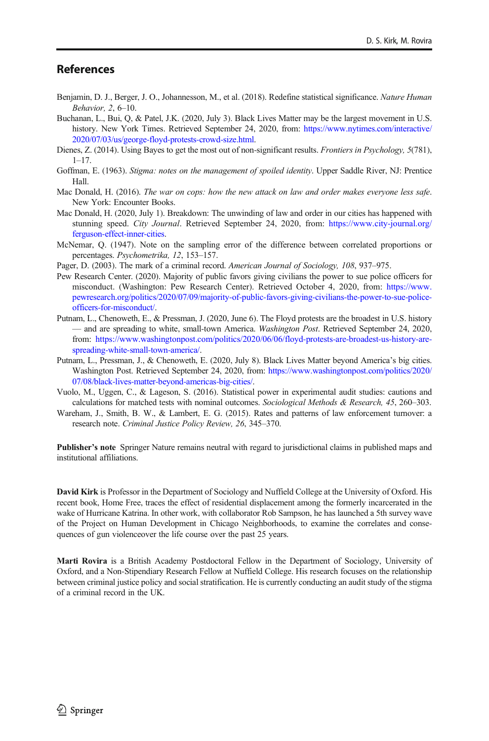## References

Benjamin, D. J., Berger, J. O., Johannesson, M., et al. (2018). Redefine statistical significance. *Nature Human Behavior, 2*, 6–10.

Buchanan, L., Bui, Q, & Patel, J.K. (2020, July 3). Black Lives Matter may be the largest movement in U.S. history. New York Times. Retrieved September 24, 2020, from: https://www.nytimes.com/interactive/2020/07/03/us/george-floyd-protests-crowd-size.html.

Dienes, Z. (2014). Using Bayes to get the most out of non-significant results. *Frontiers in Psychology, 5*(781), 1–17.

Goffman, E. (1963). *Stigma: notes on the management of spoiled identity*. Upper Saddle River, NJ: Prentice Hall.

Mac Donald, H. (2016). *The war on cops: how the new attack on law and order makes everyone less safe*. New York: Encounter Books.

Mac Donald, H. (2020, July 1). Breakdown: The unwinding of law and order in our cities has happened with stunning speed. *City Journal*. Retrieved September 24, 2020, from: https://www.city-journal.org/ferguson-effect-inner-cities.

McNemar, Q. (1947). Note on the sampling error of the difference between correlated proportions or percentages. *Psychometrika, 12*, 153–157.

Pager, D. (2003). The mark of a criminal record. *American Journal of Sociology, 108*, 937–975.

Pew Research Center. (2020). Majority of public favors giving civilians the power to sue police officers for misconduct. (Washington: Pew Research Center). Retrieved October 4, 2020, from: https://www.pewresearch.org/politics/2020/07/09/majority-of-public-favors-giving-civilians-the-power-to-sue-police-officers-for-misconduct/.

Putnam, L., Chenoweth, E., & Pressman, J. (2020, June 6). The Floyd protests are the broadest in U.S. history — and are spreading to white, small-town America. *Washington Post*. Retrieved September 24, 2020, from: https://www.washingtonpost.com/politics/2020/06/06/floyd-protests-are-broadest-us-history-are-spreading-white-small-town-america/.

Putnam, L., Pressman, J., & Chenoweth, E. (2020, July 8). Black Lives Matter beyond America's big cities. Washington Post. Retrieved September 24, 2020, from: https://www.washingtonpost.com/politics/2020/07/08/black-lives-matter-beyond-americas-big-cities/.

Vuolo, M., Uggen, C., & Lageson, S. (2016). Statistical power in experimental audit studies: cautions and calculations for matched tests with nominal outcomes. *Sociological Methods & Research, 45*, 260–303.

Wareham, J., Smith, B. W., & Lambert, E. G. (2015). Rates and patterns of law enforcement turnover: a research note. *Criminal Justice Policy Review, 26*, 345–370.

**Publisher's note** Springer Nature remains neutral with regard to jurisdictional claims in published maps and institutional affiliations.

**David Kirk** is Professor in the Department of Sociology and Nuffield College at the University of Oxford. His recent book, Home Free, traces the effect of residential displacement among the formerly incarcerated in the wake of Hurricane Katrina. In other work, with collaborator Rob Sampson, he has launched a 5th survey wave of the Project on Human Development in Chicago Neighborhoods, to examine the correlates and consequences of gun violenceover the life course over the past 25 years.

**Marti Rovira** is a British Academy Postdoctoral Fellow in the Department of Sociology, University of Oxford, and a Non-Stipendiary Research Fellow at Nuffield College. His research focuses on the relationship between criminal justice policy and social stratification. He is currently conducting an audit study of the stigma of a criminal record in the UK.